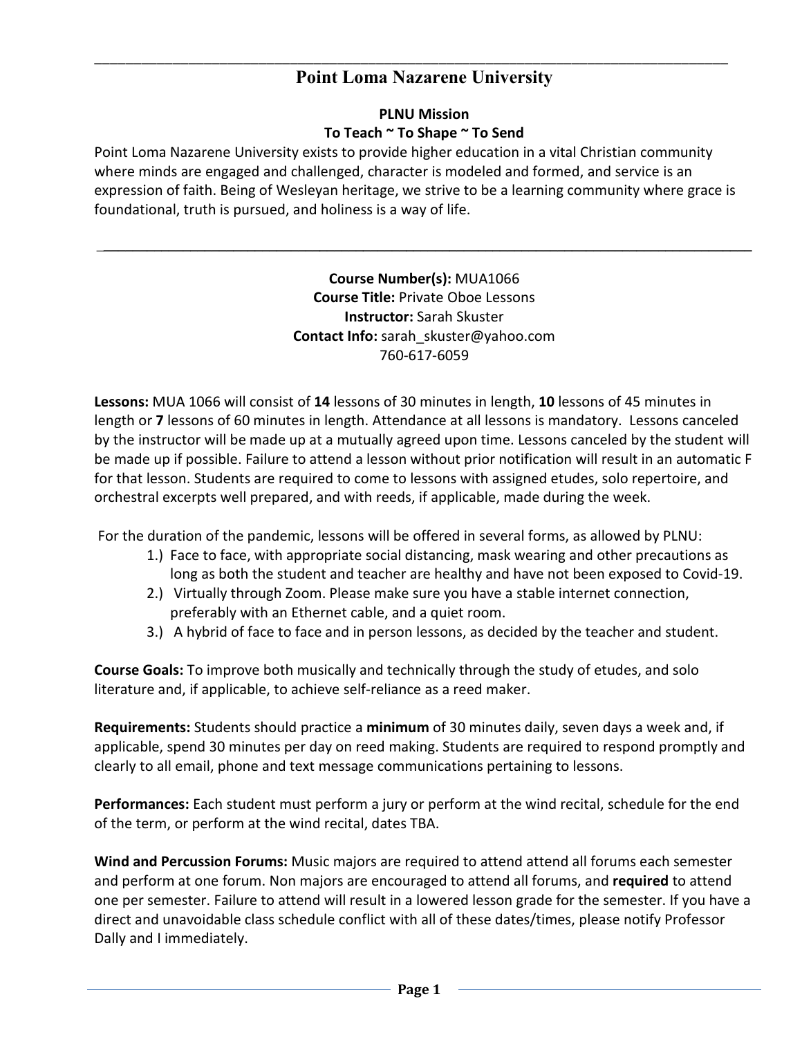# Point Loma Nazarene University

## PLNU Mission

### To Teach ~ To Shape ~ To Send

Point Loma Nazarene University exists to provide higher education in a vital Christian community where minds are engaged and challenged, character is modeled and formed, and service is an expression of faith. Being of Wesleyan heritage, we strive to be a learning community where grace is foundational, truth is pursued, and holiness is a way of life.

---

**Course Number(s):** MUA1066
**Course Title:** Private Oboe Lessons
**Instructor:** Sarah Skuster
**Contact Info:** sarah_skuster@yahoo.com
760-617-6059

**Lessons:** MUA 1066 will consist of **14** lessons of 30 minutes in length, **10** lessons of 45 minutes in length or **7** lessons of 60 minutes in length. Attendance at all lessons is mandatory. Lessons canceled by the instructor will be made up at a mutually agreed upon time. Lessons canceled by the student will be made up if possible. Failure to attend a lesson without prior notification will result in an automatic F for that lesson. Students are required to come to lessons with assigned etudes, solo repertoire, and orchestral excerpts well prepared, and with reeds, if applicable, made during the week.

For the duration of the pandemic, lessons will be offered in several forms, as allowed by PLNU:

1.) Face to face, with appropriate social distancing, mask wearing and other precautions as long as both the student and teacher are healthy and have not been exposed to Covid-19.
2.) Virtually through Zoom. Please make sure you have a stable internet connection, preferably with an Ethernet cable, and a quiet room.
3.) A hybrid of face to face and in person lessons, as decided by the teacher and student.

**Course Goals:** To improve both musically and technically through the study of etudes, and solo literature and, if applicable, to achieve self-reliance as a reed maker.

**Requirements:** Students should practice a **minimum** of 30 minutes daily, seven days a week and, if applicable, spend 30 minutes per day on reed making. Students are required to respond promptly and clearly to all email, phone and text message communications pertaining to lessons.

**Performances:** Each student must perform a jury or perform at the wind recital, schedule for the end of the term, or perform at the wind recital, dates TBA.

**Wind and Percussion Forums:** Music majors are required to attend attend all forums each semester and perform at one forum. Non majors are encouraged to attend all forums, and **required** to attend one per semester. Failure to attend will result in a lowered lesson grade for the semester. If you have a direct and unavoidable class schedule conflict with all of these dates/times, please notify Professor Dally and I immediately.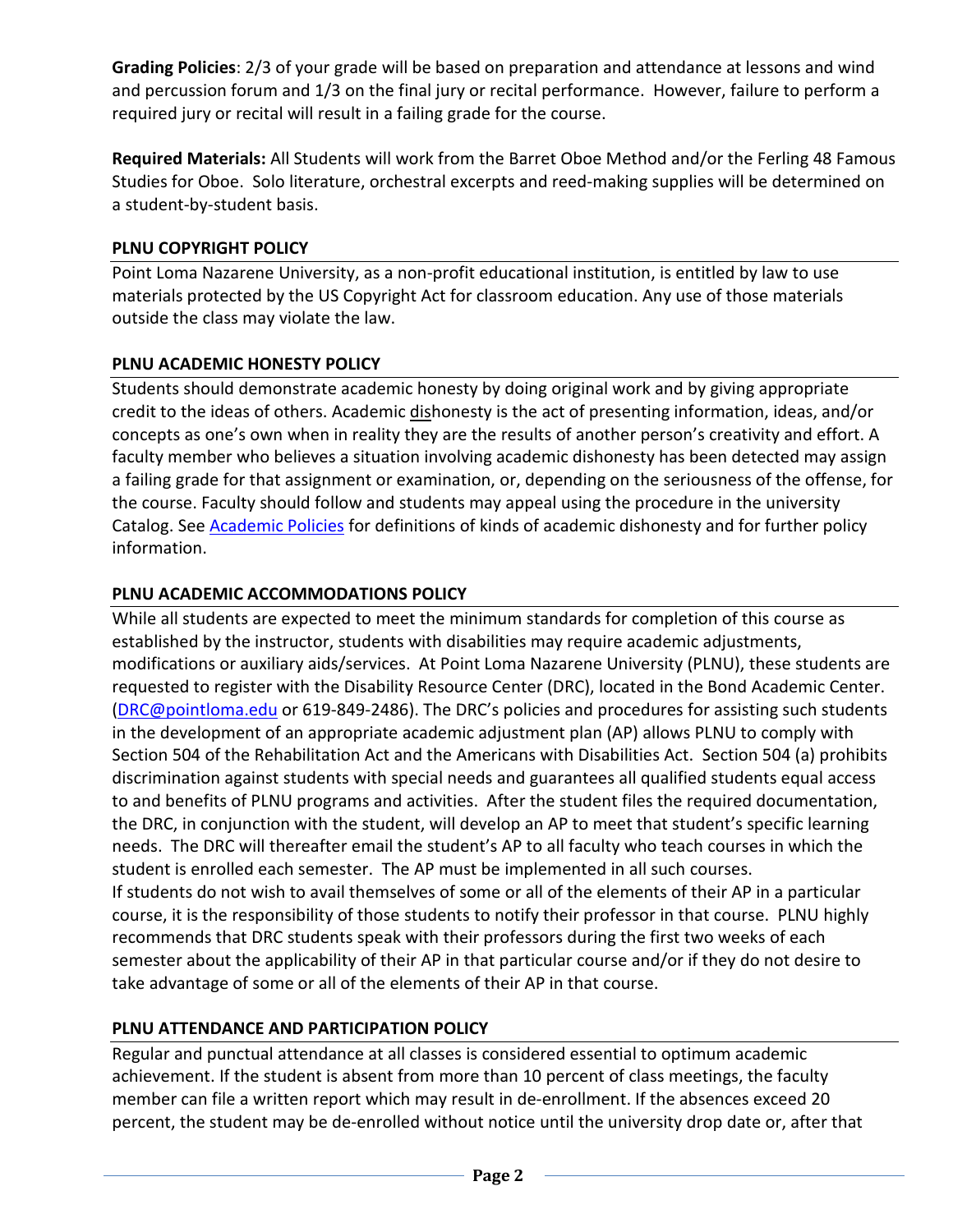**Grading Policies**: 2/3 of your grade will be based on preparation and attendance at lessons and wind and percussion forum and 1/3 on the final jury or recital performance. However, failure to perform a required jury or recital will result in a failing grade for the course.

**Required Materials:** All Students will work from the Barret Oboe Method and/or the Ferling 48 Famous Studies for Oboe. Solo literature, orchestral excerpts and reed-making supplies will be determined on a student-by-student basis.

## PLNU COPYRIGHT POLICY

Point Loma Nazarene University, as a non-profit educational institution, is entitled by law to use materials protected by the US Copyright Act for classroom education. Any use of those materials outside the class may violate the law.

## PLNU ACADEMIC HONESTY POLICY

Students should demonstrate academic honesty by doing original work and by giving appropriate credit to the ideas of others. Academic dishonesty is the act of presenting information, ideas, and/or concepts as one's own when in reality they are the results of another person's creativity and effort. A faculty member who believes a situation involving academic dishonesty has been detected may assign a failing grade for that assignment or examination, or, depending on the seriousness of the offense, for the course. Faculty should follow and students may appeal using the procedure in the university Catalog. See Academic Policies for definitions of kinds of academic dishonesty and for further policy information.

## PLNU ACADEMIC ACCOMMODATIONS POLICY

While all students are expected to meet the minimum standards for completion of this course as established by the instructor, students with disabilities may require academic adjustments, modifications or auxiliary aids/services. At Point Loma Nazarene University (PLNU), these students are requested to register with the Disability Resource Center (DRC), located in the Bond Academic Center. (DRC@pointloma.edu or 619-849-2486). The DRC's policies and procedures for assisting such students in the development of an appropriate academic adjustment plan (AP) allows PLNU to comply with Section 504 of the Rehabilitation Act and the Americans with Disabilities Act. Section 504 (a) prohibits discrimination against students with special needs and guarantees all qualified students equal access to and benefits of PLNU programs and activities. After the student files the required documentation, the DRC, in conjunction with the student, will develop an AP to meet that student's specific learning needs. The DRC will thereafter email the student's AP to all faculty who teach courses in which the student is enrolled each semester. The AP must be implemented in all such courses.
If students do not wish to avail themselves of some or all of the elements of their AP in a particular course, it is the responsibility of those students to notify their professor in that course. PLNU highly recommends that DRC students speak with their professors during the first two weeks of each semester about the applicability of their AP in that particular course and/or if they do not desire to take advantage of some or all of the elements of their AP in that course.

## PLNU ATTENDANCE AND PARTICIPATION POLICY

Regular and punctual attendance at all classes is considered essential to optimum academic achievement. If the student is absent from more than 10 percent of class meetings, the faculty member can file a written report which may result in de-enrollment. If the absences exceed 20 percent, the student may be de-enrolled without notice until the university drop date or, after that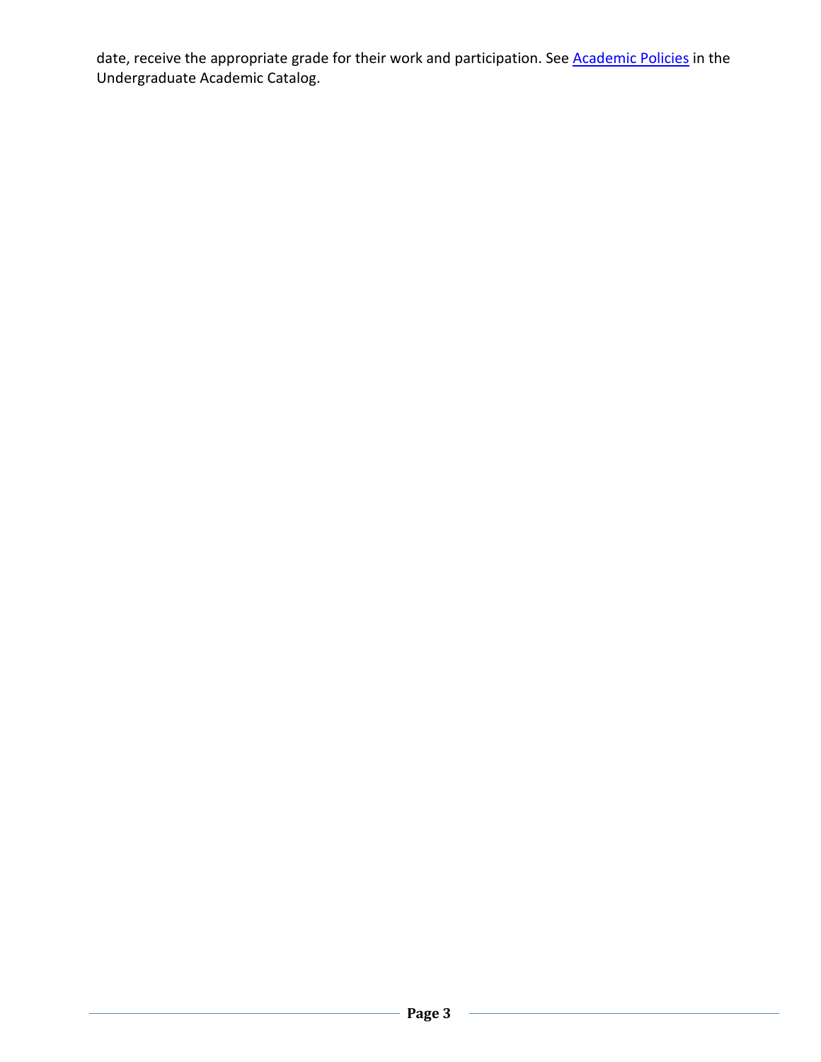date, receive the appropriate grade for their work and participation. See [Academic Policies] in the Undergraduate Academic Catalog.